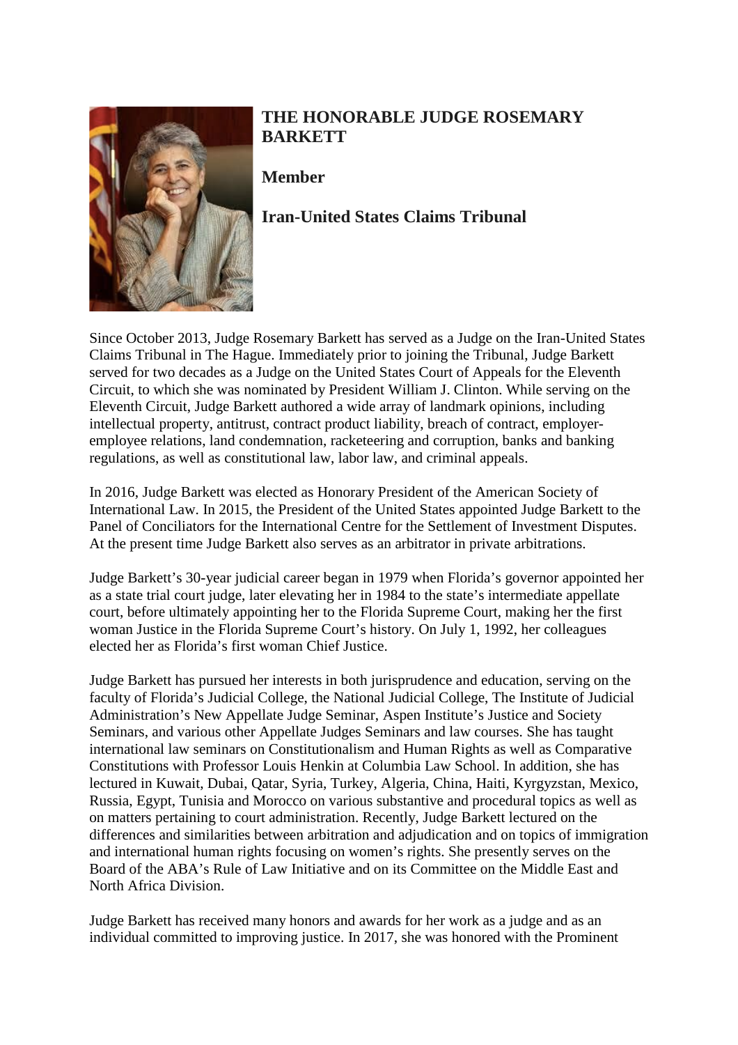# THE HONORABLE JUDGE ROSEMARY BARKETT

## Member

## Iran-United States Claims Tribunal

Since October 2013, Judge Rosemary Barkett has served as a Judge on the Iran-United States Claims Tribunal in The Hague. Immediately prior to joining the Tribunal, Judge Barkett served for two decades as a Judge on the United States Court of Appeals for the Eleventh Circuit, to which she was nominated by President William J. Clinton. While serving on the Eleventh Circuit, Judge Barkett authored a wide array of landmark opinions, including intellectual property, antitrust, contract product liability, breach of contract, employer-employee relations, land condemnation, racketeering and corruption, banks and banking regulations, as well as constitutional law, labor law, and criminal appeals.

In 2016, Judge Barkett was elected as Honorary President of the American Society of International Law. In 2015, the President of the United States appointed Judge Barkett to the Panel of Conciliators for the International Centre for the Settlement of Investment Disputes. At the present time Judge Barkett also serves as an arbitrator in private arbitrations.

Judge Barkett's 30-year judicial career began in 1979 when Florida's governor appointed her as a state trial court judge, later elevating her in 1984 to the state's intermediate appellate court, before ultimately appointing her to the Florida Supreme Court, making her the first woman Justice in the Florida Supreme Court's history. On July 1, 1992, her colleagues elected her as Florida's first woman Chief Justice.

Judge Barkett has pursued her interests in both jurisprudence and education, serving on the faculty of Florida's Judicial College, the National Judicial College, The Institute of Judicial Administration's New Appellate Judge Seminar, Aspen Institute's Justice and Society Seminars, and various other Appellate Judges Seminars and law courses. She has taught international law seminars on Constitutionalism and Human Rights as well as Comparative Constitutions with Professor Louis Henkin at Columbia Law School. In addition, she has lectured in Kuwait, Dubai, Qatar, Syria, Turkey, Algeria, China, Haiti, Kyrgyzstan, Mexico, Russia, Egypt, Tunisia and Morocco on various substantive and procedural topics as well as on matters pertaining to court administration. Recently, Judge Barkett lectured on the differences and similarities between arbitration and adjudication and on topics of immigration and international human rights focusing on women's rights. She presently serves on the Board of the ABA's Rule of Law Initiative and on its Committee on the Middle East and North Africa Division.

Judge Barkett has received many honors and awards for her work as a judge and as an individual committed to improving justice. In 2017, she was honored with the Prominent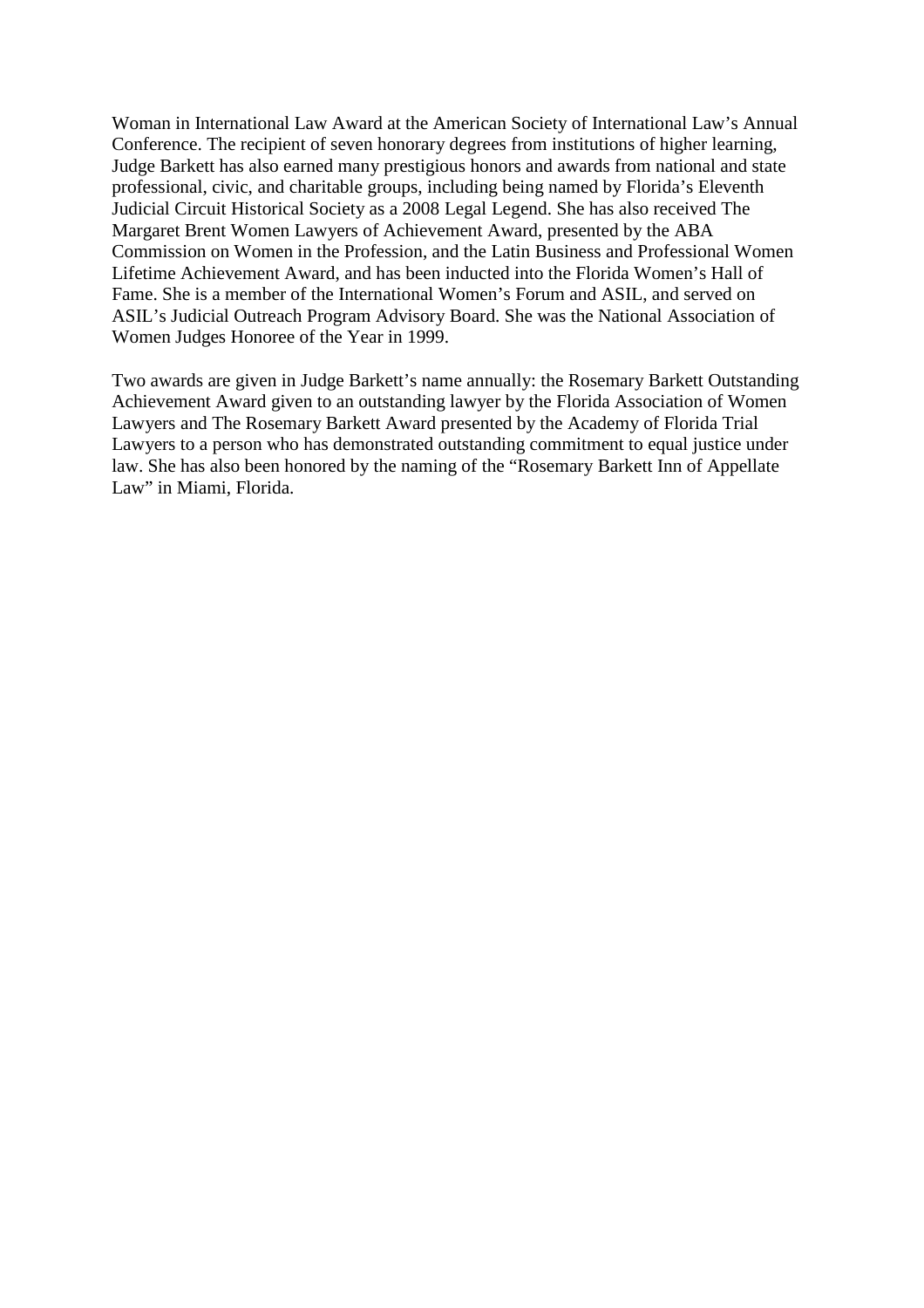Woman in International Law Award at the American Society of International Law's Annual Conference. The recipient of seven honorary degrees from institutions of higher learning, Judge Barkett has also earned many prestigious honors and awards from national and state professional, civic, and charitable groups, including being named by Florida's Eleventh Judicial Circuit Historical Society as a 2008 Legal Legend. She has also received The Margaret Brent Women Lawyers of Achievement Award, presented by the ABA Commission on Women in the Profession, and the Latin Business and Professional Women Lifetime Achievement Award, and has been inducted into the Florida Women's Hall of Fame. She is a member of the International Women's Forum and ASIL, and served on ASIL's Judicial Outreach Program Advisory Board. She was the National Association of Women Judges Honoree of the Year in 1999.

Two awards are given in Judge Barkett's name annually: the Rosemary Barkett Outstanding Achievement Award given to an outstanding lawyer by the Florida Association of Women Lawyers and The Rosemary Barkett Award presented by the Academy of Florida Trial Lawyers to a person who has demonstrated outstanding commitment to equal justice under law. She has also been honored by the naming of the "Rosemary Barkett Inn of Appellate Law" in Miami, Florida.